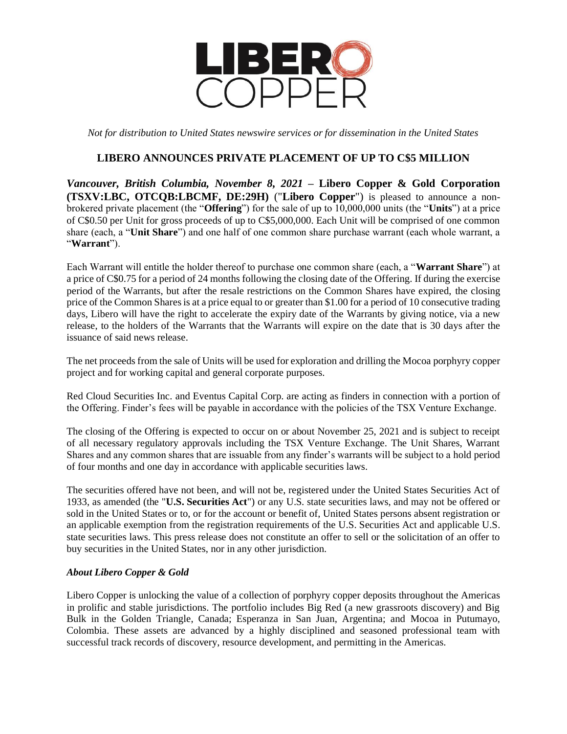*Not for distribution to United States newswire services or for dissemination in the United States*

# LIBERO ANNOUNCES PRIVATE PLACEMENT OF UP TO C$5 MILLION

***Vancouver, British Columbia, November 8, 2021*** – **Libero Copper & Gold Corporation (TSXV:LBC, OTCQB:LBCMF, DE:29H)** ("**Libero Copper**") is pleased to announce a non-brokered private placement (the "**Offering**") for the sale of up to 10,000,000 units (the "**Units**") at a price of C$0.50 per Unit for gross proceeds of up to C$5,000,000. Each Unit will be comprised of one common share (each, a "**Unit Share**") and one half of one common share purchase warrant (each whole warrant, a "**Warrant**").

Each Warrant will entitle the holder thereof to purchase one common share (each, a "**Warrant Share**") at a price of C$0.75 for a period of 24 months following the closing date of the Offering. If during the exercise period of the Warrants, but after the resale restrictions on the Common Shares have expired, the closing price of the Common Shares is at a price equal to or greater than $1.00 for a period of 10 consecutive trading days, Libero will have the right to accelerate the expiry date of the Warrants by giving notice, via a new release, to the holders of the Warrants that the Warrants will expire on the date that is 30 days after the issuance of said news release.

The net proceeds from the sale of Units will be used for exploration and drilling the Mocoa porphyry copper project and for working capital and general corporate purposes.

Red Cloud Securities Inc. and Eventus Capital Corp. are acting as finders in connection with a portion of the Offering. Finder's fees will be payable in accordance with the policies of the TSX Venture Exchange.

The closing of the Offering is expected to occur on or about November 25, 2021 and is subject to receipt of all necessary regulatory approvals including the TSX Venture Exchange. The Unit Shares, Warrant Shares and any common shares that are issuable from any finder's warrants will be subject to a hold period of four months and one day in accordance with applicable securities laws.

The securities offered have not been, and will not be, registered under the United States Securities Act of 1933, as amended (the "**U.S. Securities Act**") or any U.S. state securities laws, and may not be offered or sold in the United States or to, or for the account or benefit of, United States persons absent registration or an applicable exemption from the registration requirements of the U.S. Securities Act and applicable U.S. state securities laws. This press release does not constitute an offer to sell or the solicitation of an offer to buy securities in the United States, nor in any other jurisdiction.

### *About Libero Copper & Gold*

Libero Copper is unlocking the value of a collection of porphyry copper deposits throughout the Americas in prolific and stable jurisdictions. The portfolio includes Big Red (a new grassroots discovery) and Big Bulk in the Golden Triangle, Canada; Esperanza in San Juan, Argentina; and Mocoa in Putumayo, Colombia. These assets are advanced by a highly disciplined and seasoned professional team with successful track records of discovery, resource development, and permitting in the Americas.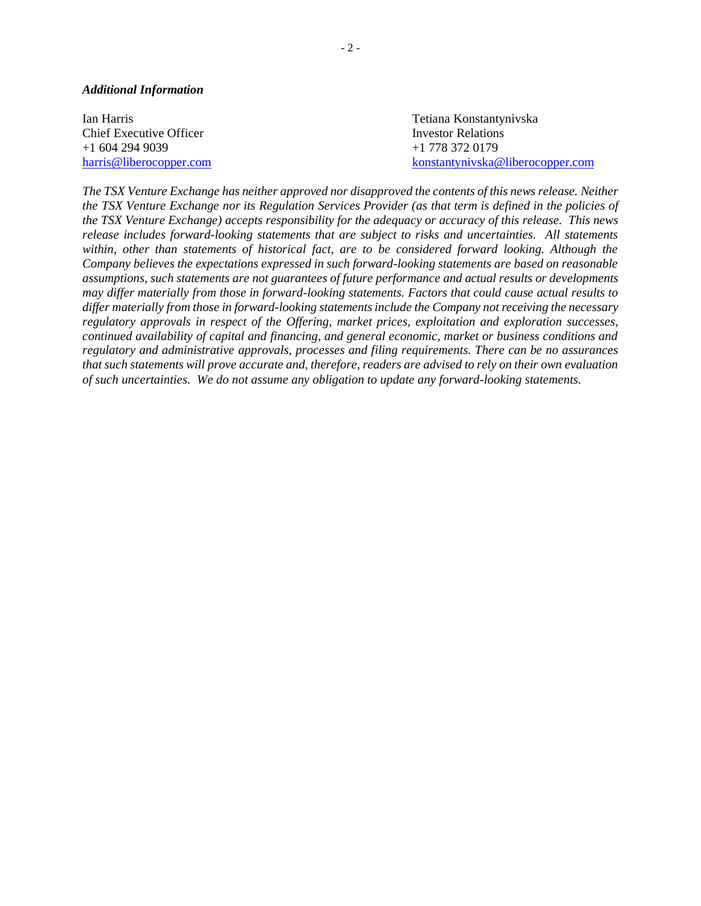***Additional Information***

Ian Harris
Chief Executive Officer
+1 604 294 9039
harris@liberocopper.com

Tetiana Konstantynivska
Investor Relations
+1 778 372 0179
konstantynivska@liberocopper.com

*The TSX Venture Exchange has neither approved nor disapproved the contents of this news release. Neither the TSX Venture Exchange nor its Regulation Services Provider (as that term is defined in the policies of the TSX Venture Exchange) accepts responsibility for the adequacy or accuracy of this release. This news release includes forward-looking statements that are subject to risks and uncertainties. All statements within, other than statements of historical fact, are to be considered forward looking. Although the Company believes the expectations expressed in such forward-looking statements are based on reasonable assumptions, such statements are not guarantees of future performance and actual results or developments may differ materially from those in forward-looking statements. Factors that could cause actual results to differ materially from those in forward-looking statements include the Company not receiving the necessary regulatory approvals in respect of the Offering, market prices, exploitation and exploration successes, continued availability of capital and financing, and general economic, market or business conditions and regulatory and administrative approvals, processes and filing requirements. There can be no assurances that such statements will prove accurate and, therefore, readers are advised to rely on their own evaluation of such uncertainties. We do not assume any obligation to update any forward-looking statements.*